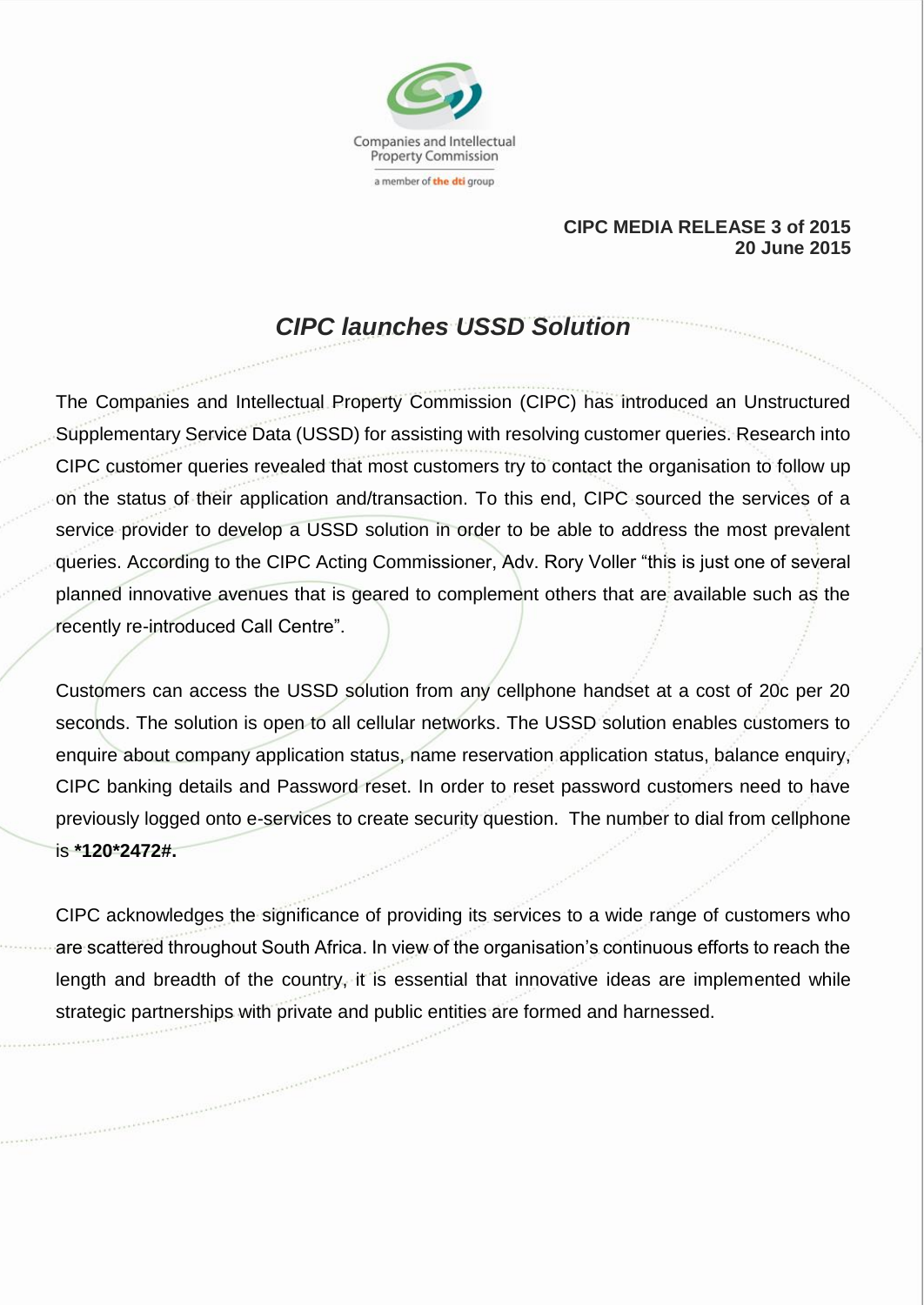Companies and Intellectual Property Commission

a member of the dti group

**CIPC MEDIA RELEASE 3 of 2015**
**20 June 2015**

# *CIPC launches USSD Solution*

The Companies and Intellectual Property Commission (CIPC) has introduced an Unstructured Supplementary Service Data (USSD) for assisting with resolving customer queries. Research into CIPC customer queries revealed that most customers try to contact the organisation to follow up on the status of their application and/transaction. To this end, CIPC sourced the services of a service provider to develop a USSD solution in order to be able to address the most prevalent queries. According to the CIPC Acting Commissioner, Adv. Rory Voller "this is just one of several planned innovative avenues that is geared to complement others that are available such as the recently re-introduced Call Centre".

Customers can access the USSD solution from any cellphone handset at a cost of 20c per 20 seconds. The solution is open to all cellular networks. The USSD solution enables customers to enquire about company application status, name reservation application status, balance enquiry, CIPC banking details and Password reset. In order to reset password customers need to have previously logged onto e-services to create security question. The number to dial from cellphone is **\*120\*2472#.**

CIPC acknowledges the significance of providing its services to a wide range of customers who are scattered throughout South Africa. In view of the organisation's continuous efforts to reach the length and breadth of the country, it is essential that innovative ideas are implemented while strategic partnerships with private and public entities are formed and harnessed.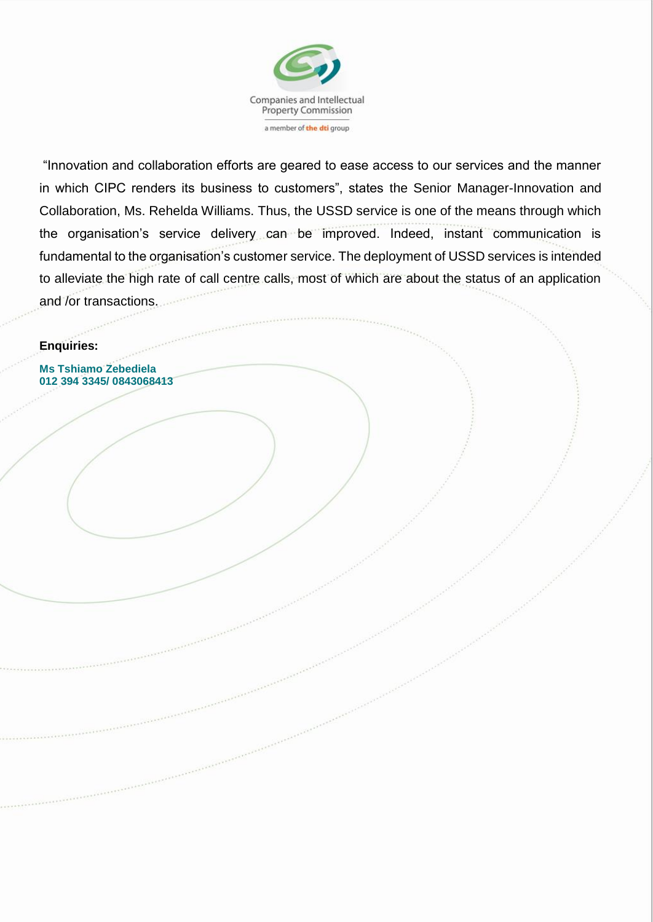"Innovation and collaboration efforts are geared to ease access to our services and the manner in which CIPC renders its business to customers", states the Senior Manager-Innovation and Collaboration, Ms. Rehelda Williams. Thus, the USSD service is one of the means through which the organisation's service delivery can be improved. Indeed, instant communication is fundamental to the organisation's customer service. The deployment of USSD services is intended to alleviate the high rate of call centre calls, most of which are about the status of an application and /or transactions.

**Enquiries:**

**Ms Tshiamo Zebediela**
**012 394 3345/ 0843068413**